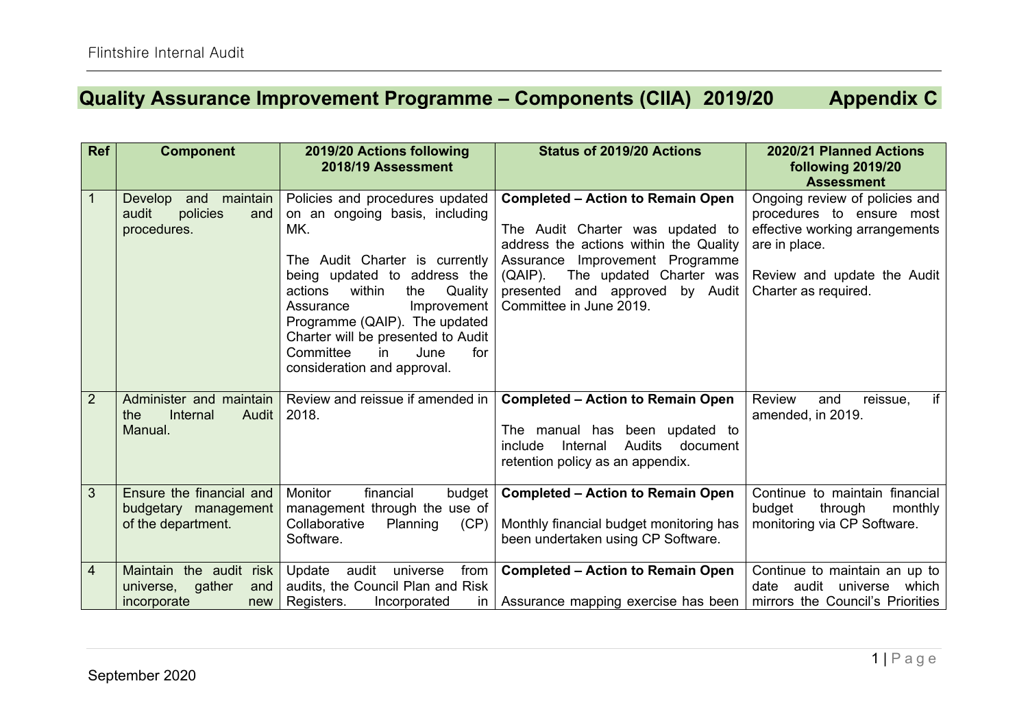# Quality Assurance Improvement Programme – Components (CIIA) 2019/20 Appendix C

| Ref | Component | 2019/20 Actions following 2018/19 Assessment | Status of 2019/20 Actions | 2020/21 Planned Actions following 2019/20 Assessment |
|---|---|---|---|---|
| 1 | Develop and maintain audit policies and procedures. | Policies and procedures updated on an ongoing basis, including MK.<br><br>The Audit Charter is currently being updated to address the actions within the Quality Assurance Improvement Programme (QAIP). The updated Charter will be presented to Audit Committee in June for consideration and approval. | **Completed – Action to Remain Open**<br><br>The Audit Charter was updated to address the actions within the Quality Assurance Improvement Programme (QAIP). The updated Charter was presented and approved by Audit Committee in June 2019. | Ongoing review of policies and procedures to ensure most effective working arrangements are in place.<br><br>Review and update the Audit Charter as required. |
| 2 | Administer and maintain the Internal Audit Manual. | Review and reissue if amended in 2018. | **Completed – Action to Remain Open**<br><br>The manual has been updated to include Internal Audits document retention policy as an appendix. | Review and reissue, if amended, in 2019. |
| 3 | Ensure the financial and budgetary management of the department. | Monitor financial budget management through the use of Collaborative Planning (CP) Software. | **Completed – Action to Remain Open**<br><br>Monthly financial budget monitoring has been undertaken using CP Software. | Continue to maintain financial budget through monthly monitoring via CP Software. |
| 4 | Maintain the audit risk universe, gather and incorporate new | Update audit universe from audits, the Council Plan and Risk Registers. Incorporated in | **Completed – Action to Remain Open**<br><br>Assurance mapping exercise has been | Continue to maintain an up to date audit universe which mirrors the Council's Priorities |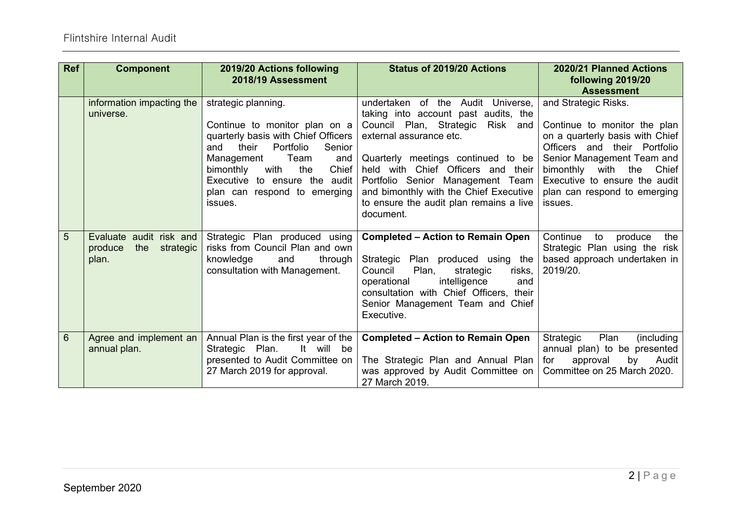| Ref | Component | 2019/20 Actions following 2018/19 Assessment | Status of 2019/20 Actions | 2020/21 Planned Actions following 2019/20 Assessment |
|---|---|---|---|---|
| | information impacting the universe. | strategic planning.<br><br>Continue to monitor plan on a quarterly basis with Chief Officers and their Portfolio Senior Management Team and bimonthly with the Chief Executive to ensure the audit plan can respond to emerging issues. | undertaken of the Audit Universe, taking into account past audits, the Council Plan, Strategic Risk and external assurance etc.<br><br>Quarterly meetings continued to be held with Chief Officers and their Portfolio Senior Management Team and bimonthly with the Chief Executive to ensure the audit plan remains a live document. | and Strategic Risks.<br><br>Continue to monitor the plan on a quarterly basis with Chief Officers and their Portfolio Senior Management Team and bimonthly with the Chief Executive to ensure the audit plan can respond to emerging issues. |
| 5 | Evaluate audit risk and produce the strategic plan. | Strategic Plan produced using risks from Council Plan and own knowledge and through consultation with Management. | **Completed – Action to Remain Open**<br><br>Strategic Plan produced using the Council Plan, strategic risks, operational intelligence and consultation with Chief Officers, their Senior Management Team and Chief Executive. | Continue to produce the Strategic Plan using the risk based approach undertaken in 2019/20. |
| 6 | Agree and implement an annual plan. | Annual Plan is the first year of the Strategic Plan. It will be presented to Audit Committee on 27 March 2019 for approval. | **Completed – Action to Remain Open**<br><br>The Strategic Plan and Annual Plan was approved by Audit Committee on 27 March 2019. | Strategic Plan (including annual plan) to be presented for approval by Audit Committee on 25 March 2020. |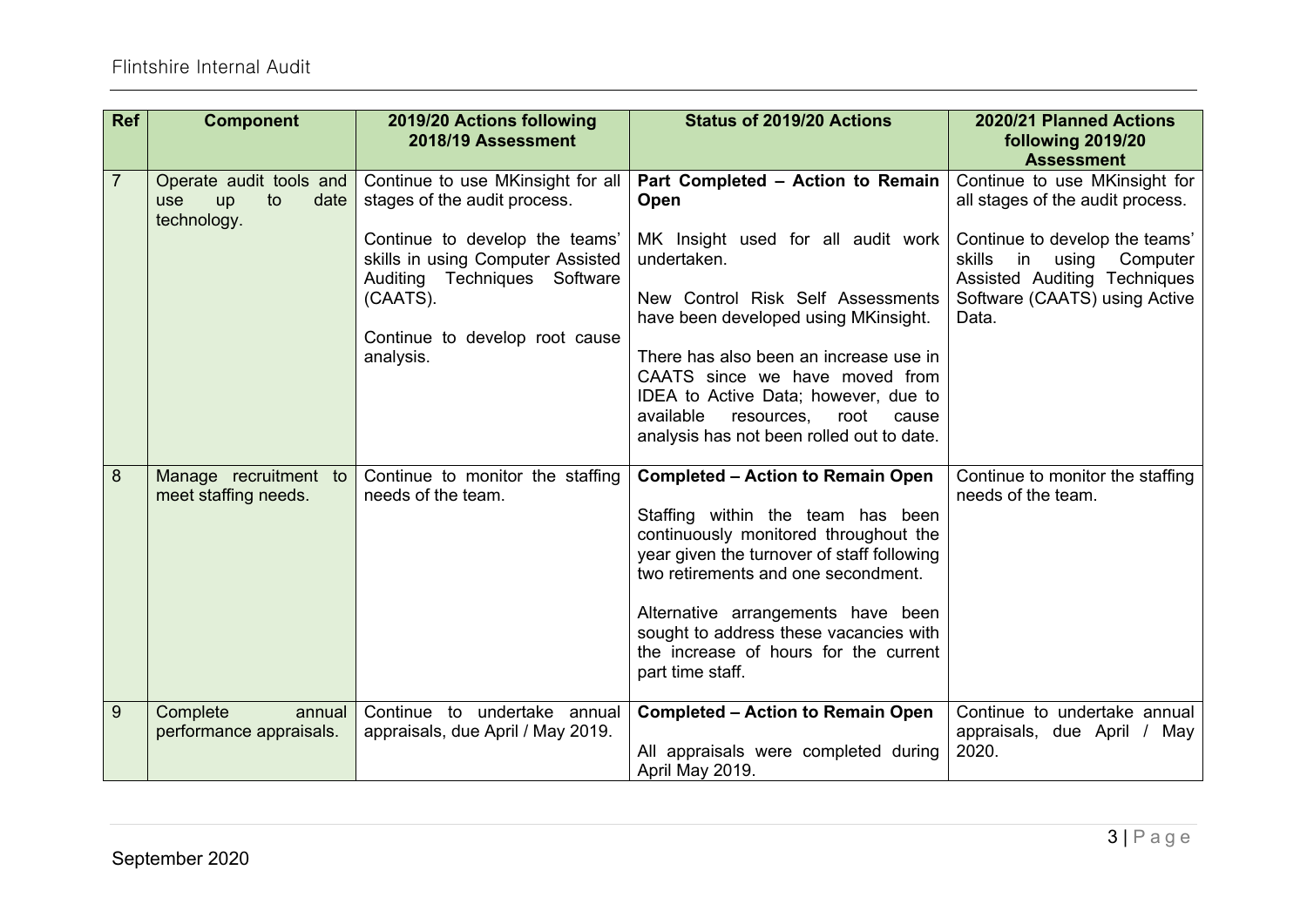| Ref | Component | 2019/20 Actions following 2018/19 Assessment | Status of 2019/20 Actions | 2020/21 Planned Actions following 2019/20 Assessment |
|---|---|---|---|---|
| 7 | Operate audit tools and use up to date technology. | Continue to use MKinsight for all stages of the audit process.<br><br>Continue to develop the teams' skills in using Computer Assisted Auditing Techniques Software (CAATS).<br><br>Continue to develop root cause analysis. | **Part Completed – Action to Remain Open**<br><br>MK Insight used for all audit work undertaken.<br><br>New Control Risk Self Assessments have been developed using MKinsight.<br><br>There has also been an increase use in CAATS since we have moved from IDEA to Active Data; however, due to available resources, root cause analysis has not been rolled out to date. | Continue to use MKinsight for all stages of the audit process.<br><br>Continue to develop the teams' skills in using Computer Assisted Auditing Techniques Software (CAATS) using Active Data. |
| 8 | Manage recruitment to meet staffing needs. | Continue to monitor the staffing needs of the team. | **Completed – Action to Remain Open**<br><br>Staffing within the team has been continuously monitored throughout the year given the turnover of staff following two retirements and one secondment.<br><br>Alternative arrangements have been sought to address these vacancies with the increase of hours for the current part time staff. | Continue to monitor the staffing needs of the team. |
| 9 | Complete annual performance appraisals. | Continue to undertake annual appraisals, due April / May 2019. | **Completed – Action to Remain Open**<br><br>All appraisals were completed during April May 2019. | Continue to undertake annual appraisals, due April / May 2020. |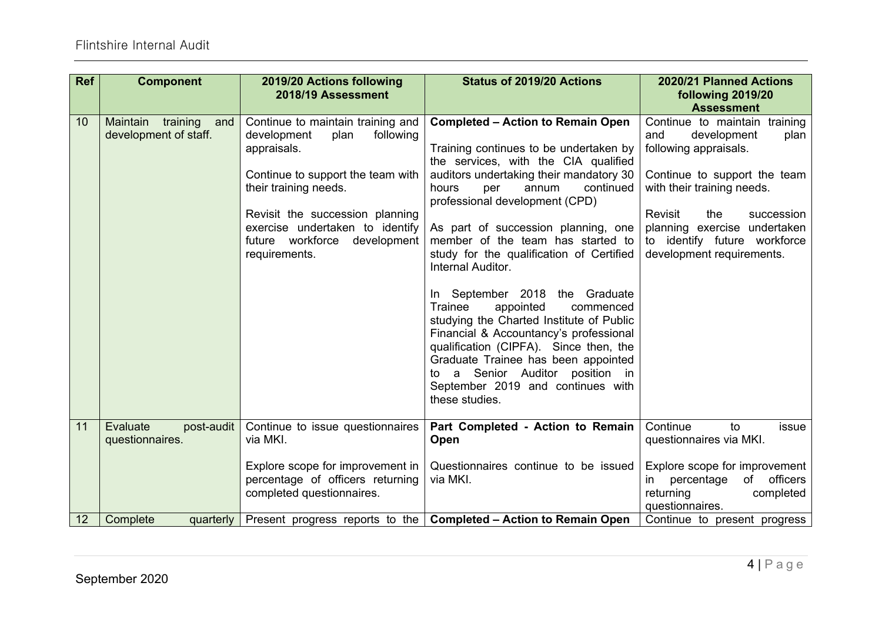| Ref | Component | 2019/20 Actions following 2018/19 Assessment | Status of 2019/20 Actions | 2020/21 Planned Actions following 2019/20 Assessment |
|---|---|---|---|---|
| 10 | Maintain training and development of staff. | Continue to maintain training and development plan following appraisals.<br><br>Continue to support the team with their training needs.<br><br>Revisit the succession planning exercise undertaken to identify future workforce development requirements. | **Completed – Action to Remain Open**<br><br>Training continues to be undertaken by the services, with the CIA qualified auditors undertaking their mandatory 30 hours per annum continued professional development (CPD)<br><br>As part of succession planning, one member of the team has started to study for the qualification of Certified Internal Auditor.<br><br>In September 2018 the Graduate Trainee appointed commenced studying the Charted Institute of Public Financial & Accountancy's professional qualification (CIPFA). Since then, the Graduate Trainee has been appointed to a Senior Auditor position in September 2019 and continues with these studies. | Continue to maintain training and development plan following appraisals.<br><br>Continue to support the team with their training needs.<br><br>Revisit the succession planning exercise undertaken to identify future workforce development requirements. |
| 11 | Evaluate post-audit questionnaires. | Continue to issue questionnaires via MKI.<br><br>Explore scope for improvement in percentage of officers returning completed questionnaires. | **Part Completed - Action to Remain Open**<br><br>Questionnaires continue to be issued via MKI. | Continue to issue questionnaires via MKI.<br><br>Explore scope for improvement in percentage of officers returning completed questionnaires. |
| 12 | Complete quarterly | Present progress reports to the | **Completed – Action to Remain Open** | Continue to present progress |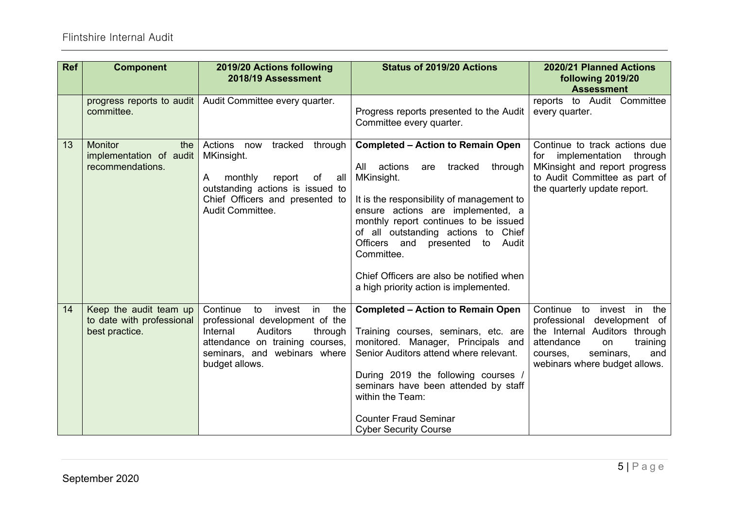| Ref | Component | 2019/20 Actions following 2018/19 Assessment | Status of 2019/20 Actions | 2020/21 Planned Actions following 2019/20 Assessment |
|---|---|---|---|---|
| | progress reports to audit committee. | Audit Committee every quarter. | Progress reports presented to the Audit Committee every quarter. | reports to Audit Committee every quarter. |
| 13 | Monitor the implementation of audit recommendations. | Actions now tracked through MKinsight.<br><br>A monthly report of all outstanding actions is issued to Chief Officers and presented to Audit Committee. | **Completed – Action to Remain Open**<br><br>All actions are tracked through MKinsight.<br><br>It is the responsibility of management to ensure actions are implemented, a monthly report continues to be issued of all outstanding actions to Chief Officers and presented to Audit Committee.<br><br>Chief Officers are also be notified when a high priority action is implemented. | Continue to track actions due for implementation through MKinsight and report progress to Audit Committee as part of the quarterly update report. |
| 14 | Keep the audit team up to date with professional best practice. | Continue to invest in the professional development of the Internal Auditors through attendance on training courses, seminars, and webinars where budget allows. | **Completed – Action to Remain Open**<br><br>Training courses, seminars, etc. are monitored. Manager, Principals and Senior Auditors attend where relevant.<br><br>During 2019 the following courses / seminars have been attended by staff within the Team:<br><br>Counter Fraud Seminar<br>Cyber Security Course | Continue to invest in the professional development of the Internal Auditors through attendance on training courses, seminars, and webinars where budget allows. |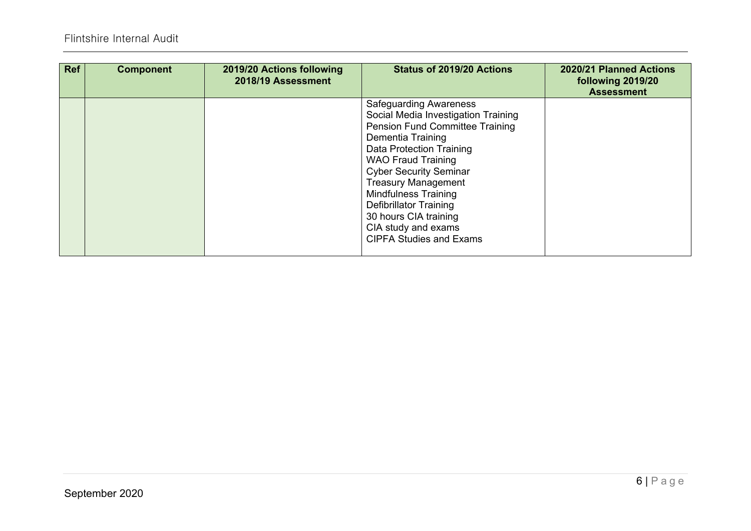| Ref | Component | 2019/20 Actions following 2018/19 Assessment | Status of 2019/20 Actions | 2020/21 Planned Actions following 2019/20 Assessment |
|---|---|---|---|---|
| | | | Safeguarding Awareness<br>Social Media Investigation Training<br>Pension Fund Committee Training<br>Dementia Training<br>Data Protection Training<br>WAO Fraud Training<br>Cyber Security Seminar<br>Treasury Management<br>Mindfulness Training<br>Defibrillator Training<br>30 hours CIA training<br>CIA study and exams<br>CIPFA Studies and Exams | |